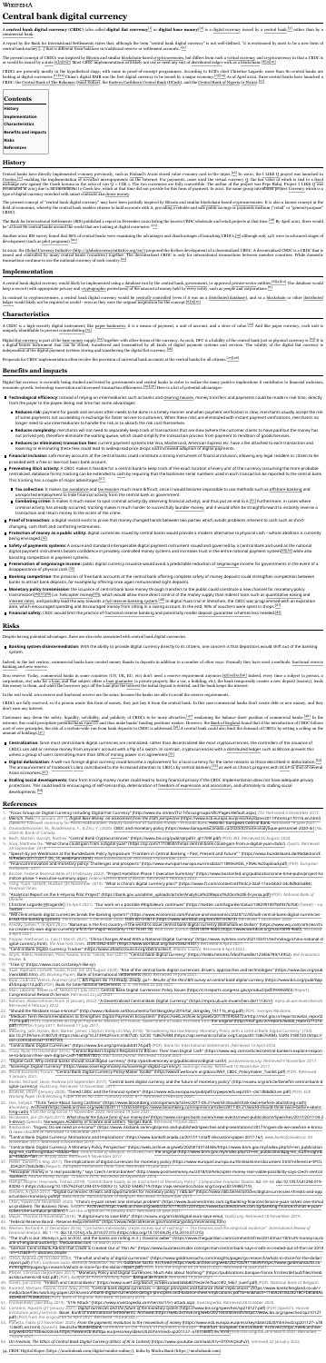# Central bank digital currency

A **central bank digital currency** (**CBDC**) (also called **digital fiat currency**[1] or **digital base money**[2]) is a digital currency issued by a central bank,[3] rather than by a commercial bank.

A report by the Bank for International Settlements states that, although the term "central bank digital currency" is not well-defined, "it is envisioned by most to be a new form of central bank money",[4] that is different from balances in traditional reserve or settlement accounts.[4]

The present concept of CBDCs was inspired by Bitcoin and similar blockchain-based cryptocurrencies, but differs from such a virtual currency and cryptocurrency in that a CBDC is intended to be issued by a state.[5][6][7][8] Most CBDC implementations will likely not use or need any sort of distributed ledger such as a blockchain.[9][10]

CBDCs are presently mostly in the hypothetical stage, with some in proof-of-concept programmes. According to ECB's chief Christine Lagarde, more than 80 central banks are looking at digital currencies.[11][12] China's digital RMB was the first digital currency to be issued by a major economy.[13][14] As of April 2021, two central banks have launched a CBDC: the Central Bank of The Bahamas (Sand Dollar), the Eastern Caribbean Central Bank (DCash), and the Central Bank of Nigeria (e-Naira).[15]

## Contents

- History
- Implementation
- Characteristics
- Benefits and impacts
- Risks
- References

## History

Central banks have directly implemented e-money previously, such as Finland's Avant stored value e-money card in the 1990s.[16] In 2000, the E-LIRE Q project was launched in Ecuador,[17] enabling the implementation of so-called sovereign electronic money. The Estonian government in 2011, and the central bank of Tunisia has since rolled out digital currency "e-Dinar" for Tunisians. Hungary uses a similar plan through the national post office. In 1993, the Bank of Finland launched a type of digital currency, the Avant card. Czech Republic ceased issuing Avant cards in 2006 and the central bank of Finland is investigating a digital currency as of 2021.[18] Although central bank money, the Avant card is not considered to be a central bank digital currency as it is used in a different sense.

The present concept of "central bank digital currency" may have been partially inspired by Bitcoin and similar blockchain-based cryptocurrencies. It is also a known concept in the field of economics, whereby the central bank enables citizens to hold accounts with it, providing a reliable and safe public money medium ("retail" or "general-purpose" CBDC).[19]

The Bank for International Settlements (BIS) published a report in December 2020 listing the known CBDC wholesale and retail projects at that time.[20] By April 2021, there would be 70 central banks around the world that are looking at digital currencies.[21]

Another 2021 BIS survey found that 86% of central banks were examining the advantages and disadvantages of launching CBDCs,[22] although only 14% were in advanced stages of development such as pilot programs.[23]

In 2020, the Global Currency Initiative (http://globalcurrencyinitiative.org/en/) proposed the further development of a decentralized CBDC. A decentralized CBDC is a CBDC that is issued and controlled by many central banks (members) together. The decentralized CBDC is only for international transactions between member countries. While domestic transactions continue to use the national currency of each country.[24]

## Implementation

A central bank digital currency would likely be implemented using a database run by the central bank, government, or approved private-sector entities.[25][26] The database would keep a record (with appropriate privacy and cryptographic protections) of the amount of money held by every entity, such as people and corporations.[27]

In contrast to cryptocurrencies, a central bank digital currency would be centrally controlled (even if it was on a distributed database), and so a blockchain or other distributed ledger would likely not be required or useful – even as they were the original inspiration for the concept.[5][28]

Proposals for CBDC implementation often involve the provision of universal bank accounts at the central banks for all citizens.[29][30]

## Characteristics

A CBDC is a high-security digital instrument; like paper banknotes, it is a means of payment, a unit of account, and a store of value.[31] And like paper currency, each unit is uniquely identifiable to prevent counterfeiting.[32]

Digital fiat currency is part of the base money supply,[33] together with other forms of the currency. As such, DFC is a liability of the central bank just as physical currency is.[33] It is a digital bearer instrument that can be stored, transferred and transmitted by all kinds of digital payment systems and services. The validity of the digital fiat currency is independent of the digital payment systems storing and transferring the digital fiat currency.[33]

## Benefits and impacts

Digital fiat currency is currently being studied and tested by governments and central banks in order to realize the many positive implications it contributes to financial inclusion, economic growth, technology innovation and increased transaction efficiency.[34][35] Here's a list of potential advantages:

- **Technological efficiency:** instead of relying on intermediaries such as banks and clearing houses, money transfers and payments could be made in real time, directly from the payer to the payee. Being real time has some advantages:
  - **Reduces risk:** payment for goods and services often needs to be done in a timely manner and when payment verification is slow, merchants usually accept the risk of some payments not succeeding in exchange for faster service to customers. When these risks are eliminated with instant payment verifications, merchants no longer need to use intermediaries to handle the risk or to absorb the risk cost themselves.
  - **Reduces complexity:** merchants will not need to separately keep track of transactions that are slow (where the customer claims to have paid but the money has not arrived yet), therefore eliminate the waiting queue, which could simplify the transaction process from payment to rendition of goods/services.
  - **Reduces (or eliminates) transaction fees:** current payment systems like Visa, Mastercard, American Express etc. have a fee attached to each transaction and lowering or eliminating these fees could lead to widespread price drops and increased adoption of digital payments.
- **Financial inclusion:** safe money accounts at the central banks could constitute a strong instrument of financial inclusion, allowing any legal resident or citizen to be provided with a free or low-cost basic account.[36]
- **Preventing illicit activity:** A CBDC makes it feasible for a central bank to keep track of the exact location of every unit of the currency (assuming the more probable centralized, database form); tracking can be extended to cash by requiring that the banknote serial numbers used in each transaction be reported to the central bank. This tracking has a couple of major advantages[37]:
  - **Tax collection:** it makes tax avoidance and tax evasion much more difficult, since it would become impossible to use methods such as offshore banking and unreported employment to hide financial activity from the central bank or government.
  - **Combating crime:** it makes it much easier to spot criminal activity (by observing financial activity), and thus put an end to it.[38] Furthermore, in cases where criminal activity has already occurred, tracking makes it much harder to successfully launder money, and it would often be straightforward to instantly reverse a transaction and return money to the victim of the crime.
- **Proof of transaction:** a digital record exists to prove that money changed hands between two parties which avoids problems inherent to cash such as short-changing, cash theft and conflicting testimonies.
- **Protection of money as a public utility:** digital currencies issued by central banks would provide a modern alternative to physical cash – whose abolition is currently being envisaged.[39]
- **Safety of payments systems:** A secure and standard interoperable digital payment instrument issued and governed by a Central Bank and used as the national digital payment instrument boosts confidence in privately controlled money systems and increases trust in the entire national payment system[35][40] while also boosting competition in payment systems.
- **Preservation of seigniorage income:** public digital currency issuance would avoid a predictable reduction of seigniorage income for governments in the event of a disappearance of physical cash.[41]
- **Banking competition:** the provision of free bank accounts at the central bank offering complete safety of money deposits could strengthen competition between banks to attract bank deposits, for example by offering once again remunerated sight deposits.
- **Monetary policy transmission:** the issuance of central bank base money through transfers to the public could constitute a new channel for monetary policy transmission[42][43][44] (i.e. helicopter money[45]), which would allow more direct control of the money supply than indirect tools such as quantitative easing and interest rates, and possibly lead the way towards a full reserve banking system.[46] In digital fiat currency, the CBDC can also be combined with an expiration date, which encouraged spending and discouraged money from sitting in a savings account; in the end, 90% of vouchers were spent in shops.[47]
- **Financial safety:** CBDC would limit the practice of fractional reserve banking and potentially render deposit guarantee schemes less needed.[48]

## Risks

Despite having potential advantages, there are also risks associated with central bank digital currencies:

- **Banking system disintermediation:** With the ability to provide digital currency directly to its citizens, one concern is that depositors would shift out of the banking system.

Indeed, in the last century, commercial banks have created money thanks to deposits in addition to a number of other ways. Thereby, banks need a method: fractional reserve banking and even reserve.

Zero reserve: Today, commercial banks in some countries (US, UK, EU, etc) don't need a reserve requirement anymore.[49][50][51] Indeed, every time a subject (a person, a corporation, etc.) at 0% reserve, the subject offers a loan guarantee to private property. But a car, a building, etc.), the bank temporarily creates a new deposit (money), lends the money to them, and when the borrower repays the loan (principal and interest), the money disappears from the circulation and the bank keeps the interest.

In the real world, zero reserve and fractional reserve are the same, because the banks are able to avoid the reserve requirement.

CBDCs are fully reserved, so if a person owns this form of money, they just buy it from the central bank. In this case commercial banks don't create debt or new money, and they don't earn any interest.

Customers may deem the safety, liquidity, solvability, and publicity of CBDCs to be more attractive,[52] weakening the balance sheet position of commercial banks.[48] In the extreme, this could precipitate potential bank runs[53][54] and thus make banks' funding positions weaker.[55] However, the Bank of England found that if the introduction of CBDC follows a set of core principles, the risk of a system-wide run from bank deposits to CBDC is addressed.[56] A central bank could also limit the demand of CBDCs by setting a ceiling on the amount of holdings.[57]

- **Centralization:** Since most central bank digital currencies are centralized, rather than decentralized like most cryptocurrencies, the controllers of the issuance of CBDCs can add or remove money from anyone's account with a flip of a switch. In contrast, cryptocurrencies with a distributed ledger such as a blockchain are entrusted to select a group of users controlling more than 50% of mining power in an agreement.[58]
- **Digital dollarization:** A well-run foreign digital currency could become a replacement for a local currency for the same reasons as those described in dollarization.[59] The announcement of Facebook's Libra contributed to the increased attention to CBDCs by central bankers,[60] as well as China's progress with DCEP to that of several Asian economies.[61]
- **Stalling social development:** Data from tracking money routes could lead to losing financial privacy if the CBDC implementation does not have adequate privacy protections. This could lead to encouraging of self-censorship, deterioration of freedom of expression and association, and ultimately to stalling social development.[62]

## References

1. "Fintech: Digital Currency Including Digital Fiat Currency" (https://www.itu.int/en/ITU-T/focusgroups/dfc/Pages/default.aspx). ITU. Retrieved 3 December 2017.
2. Bordo, Michael D.; Levin, Andrew T. (2017). *Central Bank Digital Currency and the Future of Monetary Policy*. National Bureau of Economic Research. Working Paper 23711.
3. Davoodalhosseini, M.; Rivadeneyra, F.; Zhu, Y. (2020). "CBDC and monetary policy". *Bank of Canada Staff Analytical Note*. Bank of Canada.
4. Bech, Morten; Garratt, Rodney (2017-09-17). "Central bank cryptocurrencies" (https://www.bis.org/publ/qtrpdf/r_qt1709f.pdf) (PDF). *BIS Quarterly Review*.
5. Gray, Matthew (2017). "What can central banks learn from a digital yuan?"
6. "Speech by Jens Weidmann at the Bundesbank Policy Symposium "Frontiers in Central Banking – Past, Present and Future"" (https://www.bundesbank.de/).
7. "Central bank cryptocurrencies" (https://www.bis.org/publ/qtrpdf/r_qt1709f.htm). *BIS*. 17 September 2017.
8. European Central Bank. *Virtual currency schemes – a further analysis*.
9. "Analytical Report on the E-Hryvnia Pilot Project" (https://bank.gov.ua/admin_uploads/article/Analytical%20Report%20on%20E-hryvnia.pdf) (PDF).
10. Christine Lagarde (Chagarde) (6 April 2021). "Our work on a possible #digitaleuro continues".
11. "The digital central bank decade: How the banking system..." (https://www.economist.com/).
12. Tunny, Jamie; Fung, Karen (2021). "Bahamas is the first country to launch a central bank digital currency".
13. "China's digital yuan" (https://www.bloomberg.com/).
14. "Central bank digital currencies: foundational principles and core features" (https://www.bis.org/publ/othp33.pdf) (PDF).
15. Grym, Aleksi; Heikkinen, Päivi; Kauko, Karlo; Takala, Kari (2017). "Central bank digital currency" (https://helda.helsinki.fi/bof/handle/123456789/14952). *BoF Economics Review*.
16. "E-LIRE" (https://www.coin.cz/el/).
17. "Estonia: Monetary developments" (https://www.eestipank.ee/).
18. Barrdear, John; Kumhof, Michael (2016). "The macroeconomics of central bank issued digital currencies". *Bank of England Working Paper No. 605*.
19. Auer, Raphael; Cornelli, Giulio; Frost, Jon (2020). "Rise of the central bank digital currencies: drivers, approaches and technologies". *BIS Working Papers*.
20. Boar, Codruta; Wehrli, Andreas (2021). "Ready, steady, go? – Results of the third BIS survey on central bank digital currency" (https://www.bis.org/publ/bppdf/bispap114.pdf).
21. Kumhof, Michael; Noone, Clare (2018). "Central bank digital currencies — design principles and balance sheet implications". *Bank of England Staff Working Paper No. 725*.
22. Bindseil, Ulrich (2020). "Tiered CBDC and the financial system". *ECB Working Paper*.
23. "Global Currency Initiative" (http://globalcurrencyinitiative.org/en/).
24. Bordo, Michael D. (2021). *Central Bank Digital Currency in Historical Perspective*.
25. "What is a digital dollar?"
26. "Central bank digital currencies" (https://www.bis.org/cpmi/publ/d174.pdf) (PDF). *Bank for International Settlements*.
27. "Central Bank Digital Currency: Opportunities, Challenges and Design" (https://www.bankofcanada.ca/).
28. Andolfatto, David (2018). "Assessing the impact of central bank digital currency on private banks".
29. Dyson, Ben; Hodgson, Graham (2016). *Digital cash: why central banks should start issuing electronic money*. Positive Money.
30. Meaning, Jack; Dyson, Ben; Barker, James; Clayton, Emily (2018). "Broadening narrow money: monetary policy with a central bank digital currency". *Bank of England Staff Working Paper No. 724*.
31. "Digital Cash: Why Central Banks Should Start Issuing Electronic Money" (https://positivemoney.org/).
32. "Central Bank Digital Currency: A Monetary Policy Perspective" (https://web.archive.org/).
33. "ITU Focus Group Digital Currency including Digital Fiat Currency".
34. World Economic Forum (2020). *Central Bank Digital Currency Policy-Maker Toolkit*.
35. "Central Bank Digital Currency: Motivations and Implications" (https://www.bankofcanada.ca/).
36. Bindseil, Ulrich (2020). "Tiered CBDC and the financial system".
37. Rogoff, Kenneth (2016). *The Curse of Cash*. Princeton University Press.
38. "Why central banks could be the losers in the cryptocurrency race".
39. "Helicopter money – a new possibility" – says Czech central banker.
40. Bjerg, Ole (2017). "Designing new money – the policy trilemma of central bank digital currency".
41. "Federal Reserve Board – Reserve Requirements" (https://www.federalreserve.gov/).
42. McLeay, Michael; Radia, Amar; Thomas, Ryland (2014). "Money creation in the modern economy". *Bank of England Quarterly Bulletin*.
43. "The truth is out: Money is just an IOU, and the banks are rolling in it" (https://www.theguardian.com/).
44. "Central bank digital currencies" (https://www.bis.org/).
45. "Helicopter money: the illusion of a free lunch" (https://voxeu.org/).
46. Bank of England (2021). "New forms of digital money".
47. "Digital currencies: the end of cash?"
48. Kumhof, Michael; Noone, Clare. "Central bank digital currencies — design principles and balance sheet implications".
49. "Monetary and Financial Stability".
50. "Money creation in the modern economy".
51. European Central Bank (2019). "Exploring anonymity in central bank digital currencies".
52. Bank of England (2020). "Central Bank Digital Currency: Opportunities, challenges and design".
53. Mancini-Griffoli, Tommaso et al. (2018). "Casting Light on Central Bank Digital Currency". *IMF Staff Discussion Note*.
54. Brunnermeier, Markus K.; James, Harold; Landau, Jean-Pierre (2019). "The Digitalization of Money". NBER.
55. "Libra and the future of money".
56. "Digital dollarization".
57. Kshetri, Nir (2020). "China's digital yuan".
58. Dr. Immanuel, The Ethics of Central Bank Digital Currency (Ethics of AI in Control) (https://www.youtube.com/watch?v=ZF0VkQPe0oY).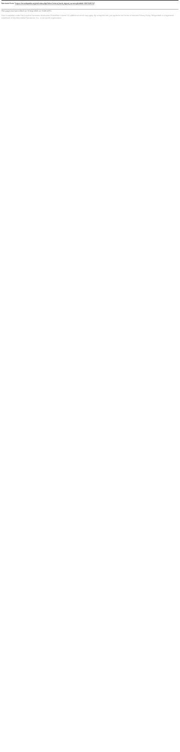Retrieved from "https://en.wikipedia.org/w/index.php?title=Central_bank_digital_currency&oldid=1087529153"

This page was last edited on 13 May 2022, at 18:08 (UTC).

Text is available under the Creative Commons Attribution-ShareAlike License 3.0; additional terms may apply. By using this site, you agree to the Terms of Use and Privacy Policy. Wikipedia® is a registered trademark of the Wikimedia Foundation, Inc., a non-profit organization.